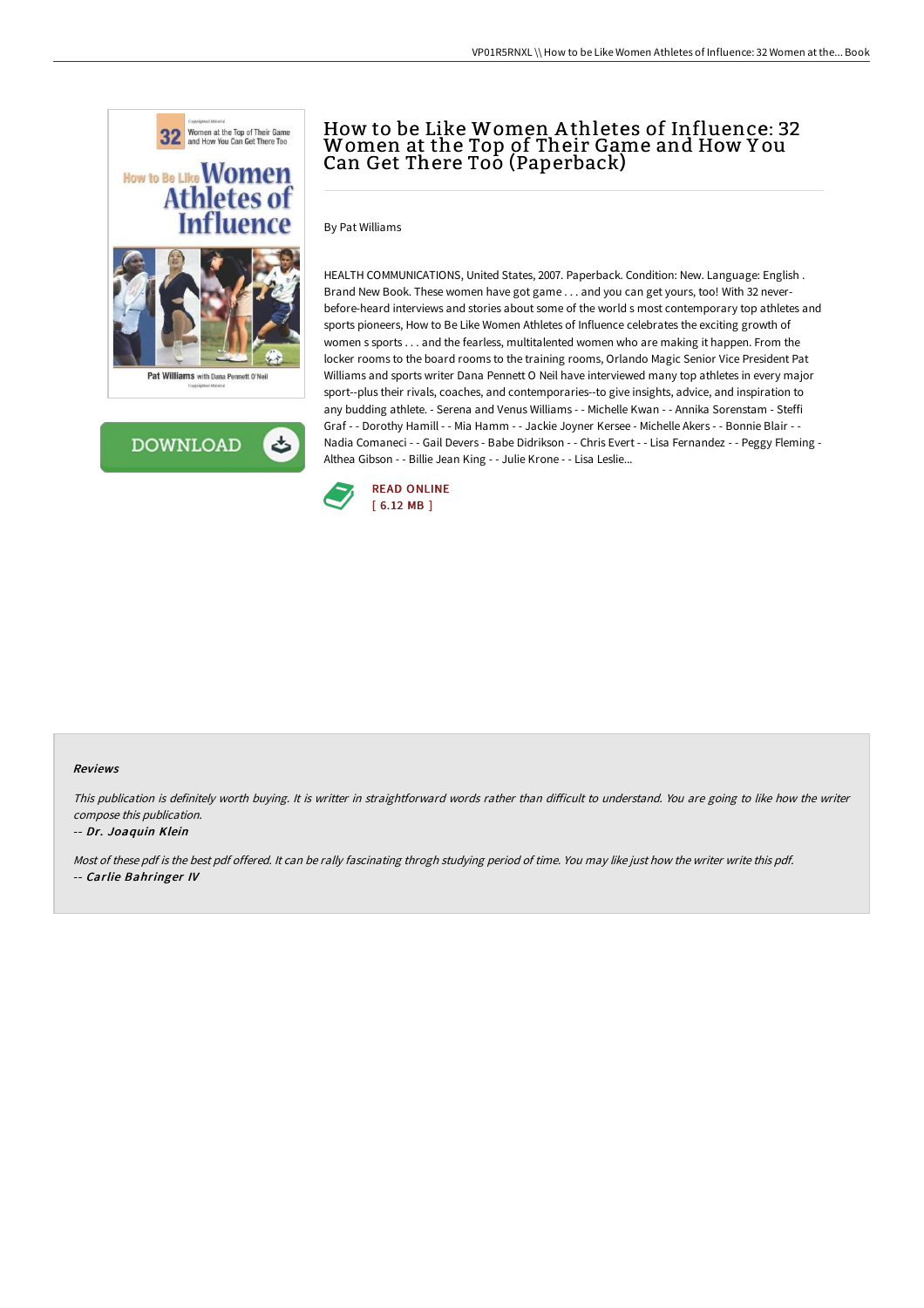# How to be Like Women Athletes of Influence: 32 Women at the Top of Their Game and How You Can Get There Too (Paperback)

By Pat Williams

HEALTH COMMUNICATIONS, United States, 2007. Paperback. Condition: New. Language: English . Brand New Book. These women have got game . . . and you can get yours, too! With 32 never-before-heard interviews and stories about some of the world s most contemporary top athletes and sports pioneers, How to Be Like Women Athletes of Influence celebrates the exciting growth of women s sports . . . and the fearless, multitalented women who are making it happen. From the locker rooms to the board rooms to the training rooms, Orlando Magic Senior Vice President Pat Williams and sports writer Dana Pennett O Neil have interviewed many top athletes in every major sport--plus their rivals, coaches, and contemporaries--to give insights, advice, and inspiration to any budding athlete. - Serena and Venus Williams - - Michelle Kwan - - Annika Sorenstam - Steffi Graf - - Dorothy Hamill - - Mia Hamm - - Jackie Joyner Kersee - Michelle Akers - - Bonnie Blair - - Nadia Comaneci - - Gail Devers - Babe Didrikson - - Chris Evert - - Lisa Fernandez - - Peggy Fleming - Althea Gibson - - Billie Jean King - - Julie Krone - - Lisa Leslie...

READ ONLINE
[ 6.12 MB ]

#### Reviews

*This publication is definitely worth buying. It is writter in straightforward words rather than difficult to understand. You are going to like how the writer compose this publication.*

-- *Dr. Joaquin Klein*

*Most of these pdf is the best pdf offered. It can be rally fascinating throgh studying period of time. You may like just how the writer write this pdf.*

-- *Carlie Bahringer IV*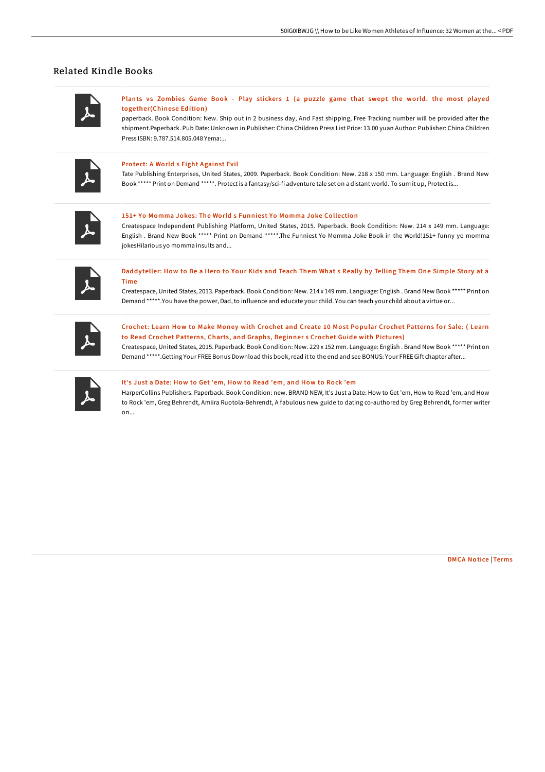## Related Kindle Books

**Plants vs Zombies Game Book - Play stickers 1 (a puzzle game that swept the world. the most played together(Chinese Edition)**

paperback. Book Condition: New. Ship out in 2 business day, And Fast shipping, Free Tracking number will be provided after the shipment.Paperback. Pub Date: Unknown in Publisher: China Children Press List Price: 13.00 yuan Author: Publisher: China Children Press ISBN: 9.787.514.805.048 Yema:...

**Protect: A World s Fight Against Evil**

Tate Publishing Enterprises, United States, 2009. Paperback. Book Condition: New. 218 x 150 mm. Language: English . Brand New Book ***** Print on Demand *****. Protect is a fantasy/sci-fi adventure tale set on a distant world. To sum it up, Protect is...

**151+ Yo Momma Jokes: The World s Funniest Yo Momma Joke Collection**

Createspace Independent Publishing Platform, United States, 2015. Paperback. Book Condition: New. 214 x 149 mm. Language: English . Brand New Book ***** Print on Demand *****.The Funniest Yo Momma Joke Book in the World!151+ funny yo momma jokesHilarious yo momma insults and...

**Daddyteller: How to Be a Hero to Your Kids and Teach Them What s Really by Telling Them One Simple Story at a Time**

Createspace, United States, 2013. Paperback. Book Condition: New. 214 x 149 mm. Language: English . Brand New Book ***** Print on Demand *****.You have the power, Dad, to influence and educate your child. You can teach your child about a virtue or...

**Crochet: Learn How to Make Money with Crochet and Create 10 Most Popular Crochet Patterns for Sale: ( Learn to Read Crochet Patterns, Charts, and Graphs, Beginner s Crochet Guide with Pictures)**

Createspace, United States, 2015. Paperback. Book Condition: New. 229 x 152 mm. Language: English . Brand New Book ***** Print on Demand *****.Getting Your FREE Bonus Download this book, read it to the end and see BONUS: Your FREE Gift chapter after...

**It's Just a Date: How to Get 'em, How to Read 'em, and How to Rock 'em**

HarperCollins Publishers. Paperback. Book Condition: new. BRAND NEW, It's Just a Date: How to Get 'em, How to Read 'em, and How to Rock 'em, Greg Behrendt, Amiira Ruotola-Behrendt, A fabulous new guide to dating co-authored by Greg Behrendt, former writer on...

DMCA Notice | Terms